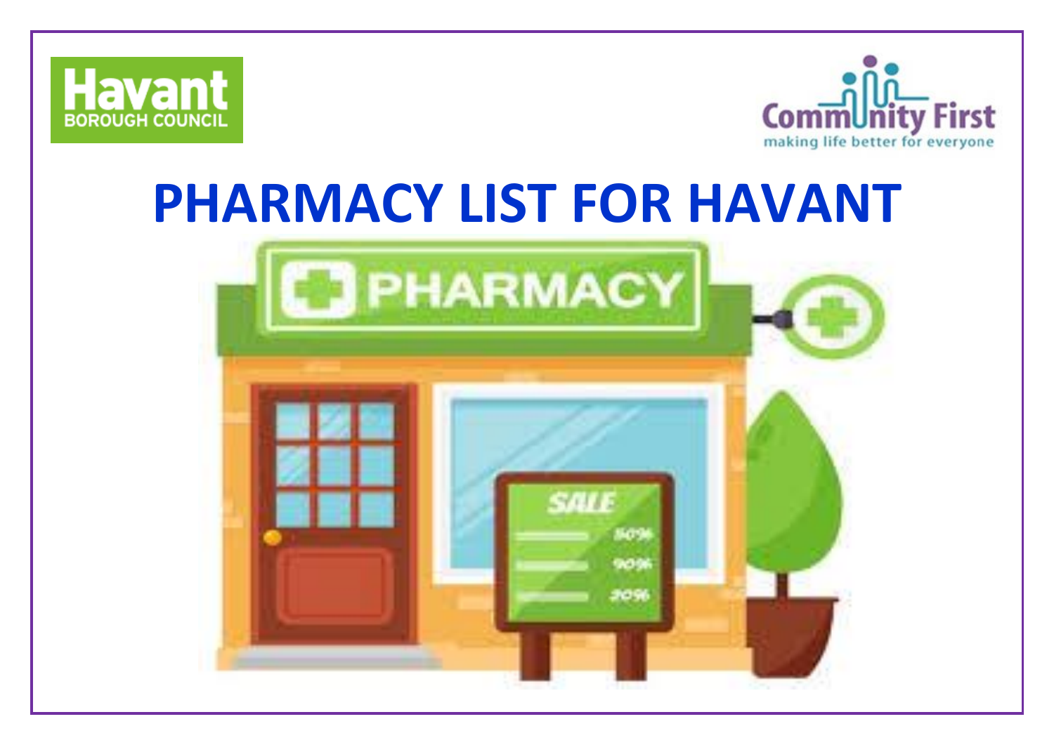Havant BOROUGH COUNCIL

Community First making life better for everyone

# PHARMACY LIST FOR HAVANT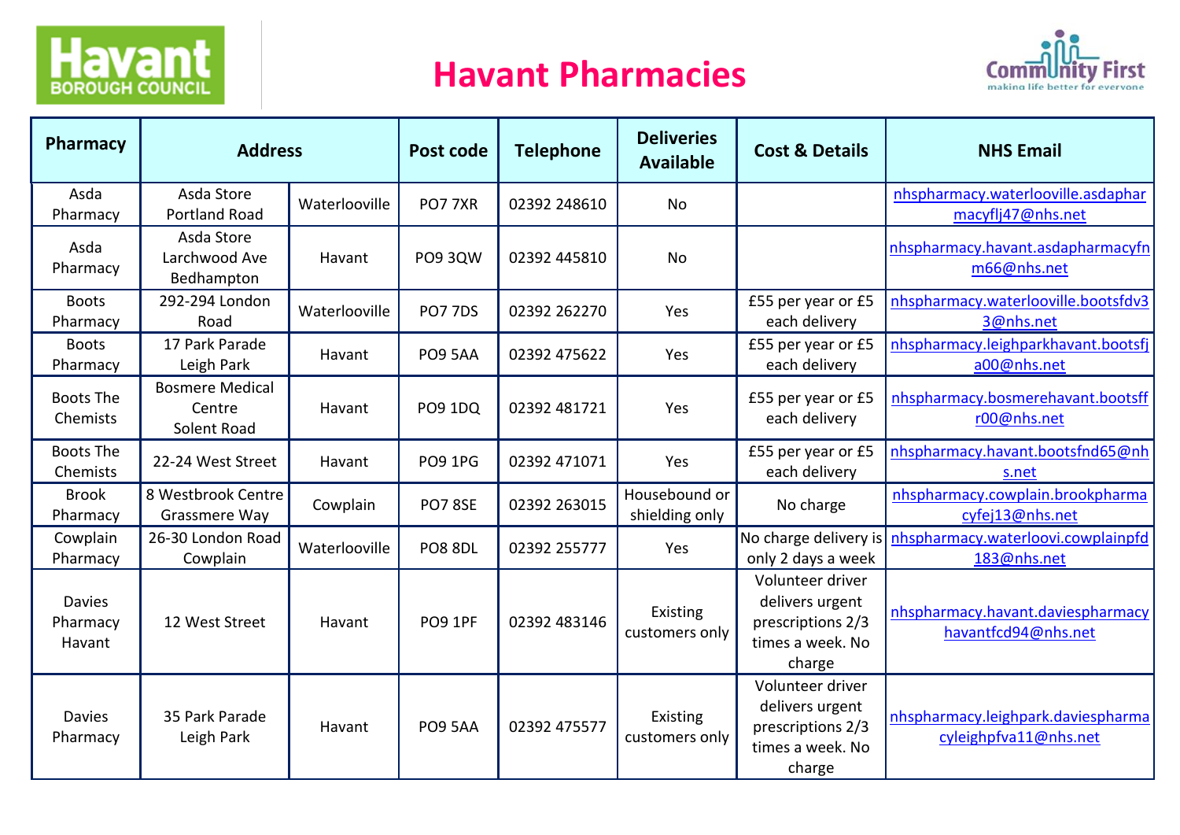# Havant Pharmacies

| Pharmacy | Address | | Post code | Telephone | Deliveries Available | Cost & Details | NHS Email |
|---|---|---|---|---|---|---|---|
| Asda Pharmacy | Asda Store Portland Road | Waterlooville | PO7 7XR | 02392 248610 | No | | nhspharmacy.waterlooville.asdapharmacyflj47@nhs.net |
| Asda Pharmacy | Asda Store Larchwood Ave Bedhampton | Havant | PO9 3QW | 02392 445810 | No | | nhspharmacy.havant.asdapharmacyfnm66@nhs.net |
| Boots Pharmacy | 292-294 London Road | Waterlooville | PO7 7DS | 02392 262270 | Yes | £55 per year or £5 each delivery | nhspharmacy.waterlooville.bootsfdv33@nhs.net |
| Boots Pharmacy | 17 Park Parade Leigh Park | Havant | PO9 5AA | 02392 475622 | Yes | £55 per year or £5 each delivery | nhspharmacy.leighparkhavant.bootsfja00@nhs.net |
| Boots The Chemists | Bosmere Medical Centre Solent Road | Havant | PO9 1DQ | 02392 481721 | Yes | £55 per year or £5 each delivery | nhspharmacy.bosmerehavant.bootsffr00@nhs.net |
| Boots The Chemists | 22-24 West Street | Havant | PO9 1PG | 02392 471071 | Yes | £55 per year or £5 each delivery | nhspharmacy.havant.bootsfnd65@nhs.net |
| Brook Pharmacy | 8 Westbrook Centre Grassmere Way | Cowplain | PO7 8SE | 02392 263015 | Housebound or shielding only | No charge | nhspharmacy.cowplain.brookpharmacyfej13@nhs.net |
| Cowplain Pharmacy | 26-30 London Road Cowplain | Waterlooville | PO8 8DL | 02392 255777 | Yes | No charge delivery is only 2 days a week | nhspharmacy.waterloovi.cowplainpfd183@nhs.net |
| Davies Pharmacy Havant | 12 West Street | Havant | PO9 1PF | 02392 483146 | Existing customers only | Volunteer driver delivers urgent prescriptions 2/3 times a week. No charge | nhspharmacy.havant.daviespharmacyhavantfcd94@nhs.net |
| Davies Pharmacy | 35 Park Parade Leigh Park | Havant | PO9 5AA | 02392 475577 | Existing customers only | Volunteer driver delivers urgent prescriptions 2/3 times a week. No charge | nhspharmacy.leighpark.daviespharmacyleighpfva11@nhs.net |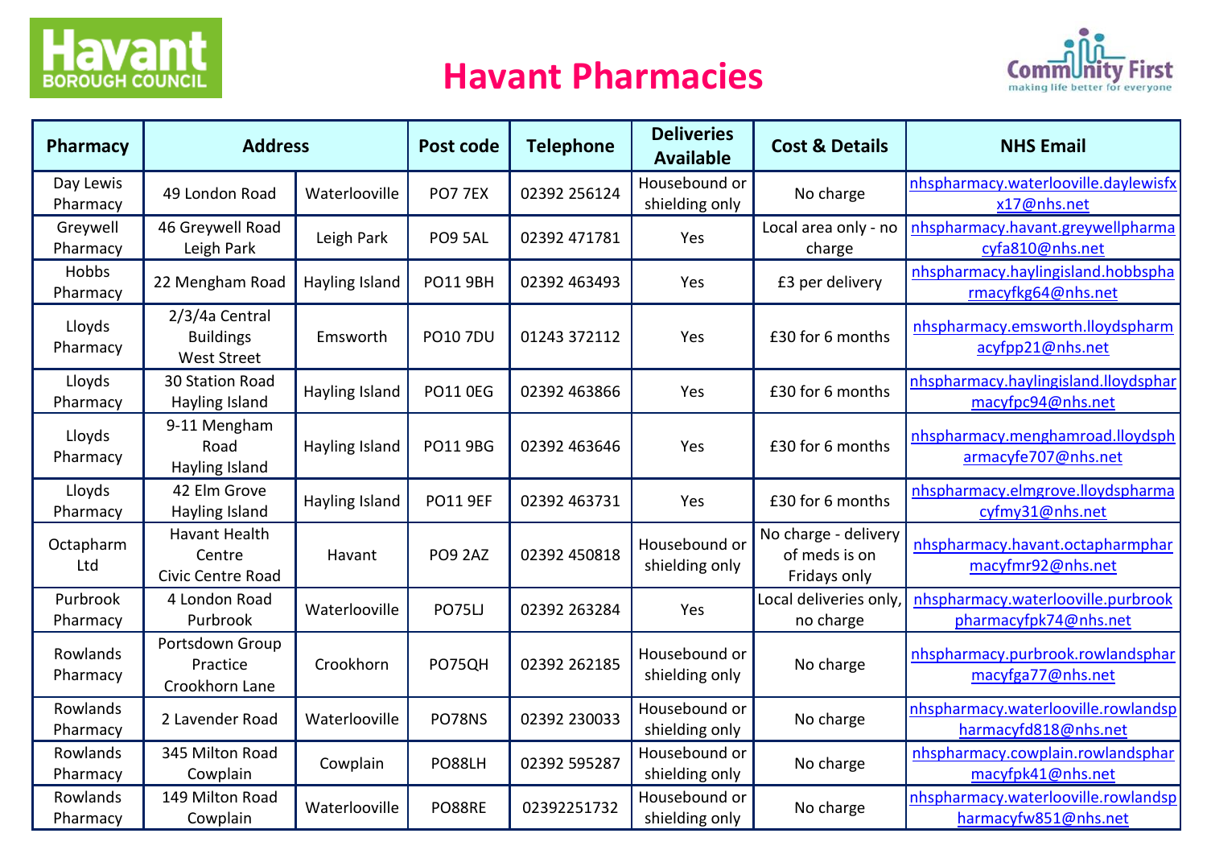Havant Borough Council

# Havant Pharmacies

Community First — making life better for everyone

| Pharmacy | Address | | Post code | Telephone | Deliveries Available | Cost & Details | NHS Email |
|---|---|---|---|---|---|---|---|
| Day Lewis Pharmacy | 49 London Road | Waterlooville | PO7 7EX | 02392 256124 | Housebound or shielding only | No charge | nhspharmacy.waterlooville.daylewisfxx17@nhs.net |
| Greywell Pharmacy | 46 Greywell Road Leigh Park | Leigh Park | PO9 5AL | 02392 471781 | Yes | Local area only - no charge | nhspharmacy.havant.greywellpharmacyfa810@nhs.net |
| Hobbs Pharmacy | 22 Mengham Road | Hayling Island | PO11 9BH | 02392 463493 | Yes | £3 per delivery | nhspharmacy.haylingisland.hobbspharmacyfkg64@nhs.net |
| Lloyds Pharmacy | 2/3/4a Central Buildings West Street | Emsworth | PO10 7DU | 01243 372112 | Yes | £30 for 6 months | nhspharmacy.emsworth.lloydspharmacyfpp21@nhs.net |
| Lloyds Pharmacy | 30 Station Road Hayling Island | Hayling Island | PO11 0EG | 02392 463866 | Yes | £30 for 6 months | nhspharmacy.haylingisland.lloydspharmacyfpc94@nhs.net |
| Lloyds Pharmacy | 9-11 Mengham Road Hayling Island | Hayling Island | PO11 9BG | 02392 463646 | Yes | £30 for 6 months | nhspharmacy.menghamroad.lloydspharmacyfe707@nhs.net |
| Lloyds Pharmacy | 42 Elm Grove Hayling Island | Hayling Island | PO11 9EF | 02392 463731 | Yes | £30 for 6 months | nhspharmacy.elmgrove.lloydspharmacyfmy31@nhs.net |
| Octapharm Ltd | Havant Health Centre Civic Centre Road | Havant | PO9 2AZ | 02392 450818 | Housebound or shielding only | No charge - delivery of meds is on Fridays only | nhspharmacy.havant.octapharmpharmacyfmr92@nhs.net |
| Purbrook Pharmacy | 4 London Road Purbrook | Waterlooville | PO75LJ | 02392 263284 | Yes | Local deliveries only, no charge | nhspharmacy.waterlooville.purbrookpharmacyfpk74@nhs.net |
| Rowlands Pharmacy | Portsdown Group Practice Crookhorn Lane | Crookhorn | PO75QH | 02392 262185 | Housebound or shielding only | No charge | nhspharmacy.purbrook.rowlandspharmacyfga77@nhs.net |
| Rowlands Pharmacy | 2 Lavender Road | Waterlooville | PO78NS | 02392 230033 | Housebound or shielding only | No charge | nhspharmacy.waterlooville.rowlandspharmacyfd818@nhs.net |
| Rowlands Pharmacy | 345 Milton Road Cowplain | Cowplain | PO88LH | 02392 595287 | Housebound or shielding only | No charge | nhspharmacy.cowplain.rowlandspharmacyfpk41@nhs.net |
| Rowlands Pharmacy | 149 Milton Road Cowplain | Waterlooville | PO88RE | 02392251732 | Housebound or shielding only | No charge | nhspharmacy.waterlooville.rowlandspharmacyfw851@nhs.net |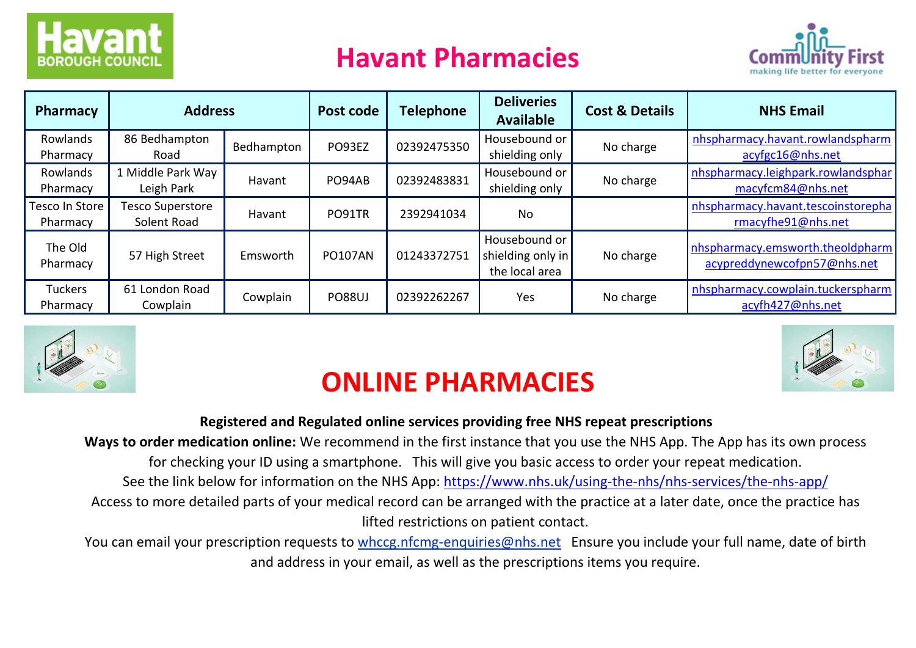# Havant Pharmacies

| Pharmacy | Address | | Post code | Telephone | Deliveries Available | Cost & Details | NHS Email |
|---|---|---|---|---|---|---|---|
| Rowlands Pharmacy | 86 Bedhampton Road | Bedhampton | PO93EZ | 02392475350 | Housebound or shielding only | No charge | nhspharmacy.havant.rowlandspharmacyfgc16@nhs.net |
| Rowlands Pharmacy | 1 Middle Park Way Leigh Park | Havant | PO94AB | 02392483831 | Housebound or shielding only | No charge | nhspharmacy.leighpark.rowlandspharmacyfcm84@nhs.net |
| Tesco In Store Pharmacy | Tesco Superstore Solent Road | Havant | PO91TR | 2392941034 | No | | nhspharmacy.havant.tescoinstorepharmacyfhe91@nhs.net |
| The Old Pharmacy | 57 High Street | Emsworth | PO107AN | 01243372751 | Housebound or shielding only in the local area | No charge | nhspharmacy.emsworth.theoldpharmacypreddynewcofpn57@nhs.net |
| Tuckers Pharmacy | 61 London Road Cowplain | Cowplain | PO88UJ | 02392262267 | Yes | No charge | nhspharmacy.cowplain.tuckerspharmacyfh427@nhs.net |

# ONLINE PHARMACIES

**Registered and Regulated online services providing free NHS repeat prescriptions**

**Ways to order medication online:** We recommend in the first instance that you use the NHS App. The App has its own process for checking your ID using a smartphone. This will give you basic access to order your repeat medication.

See the link below for information on the NHS App: https://www.nhs.uk/using-the-nhs/nhs-services/the-nhs-app/

Access to more detailed parts of your medical record can be arranged with the practice at a later date, once the practice has lifted restrictions on patient contact.

You can email your prescription requests to whccg.nfcmg-enquiries@nhs.net Ensure you include your full name, date of birth and address in your email, as well as the prescriptions items you require.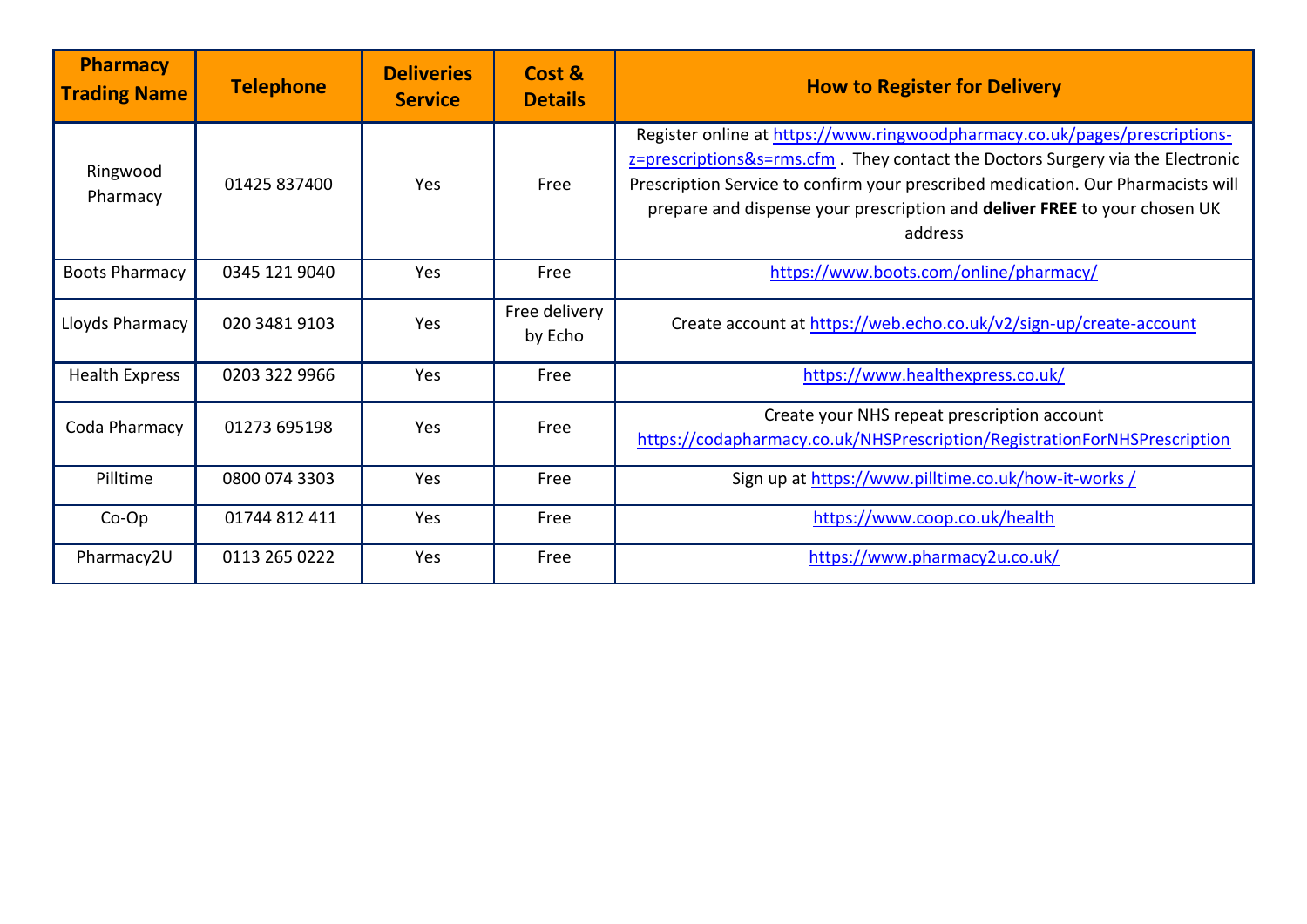| Pharmacy Trading Name | Telephone | Deliveries Service | Cost & Details | How to Register for Delivery |
|---|---|---|---|---|
| Ringwood Pharmacy | 01425 837400 | Yes | Free | Register online at https://www.ringwoodpharmacy.co.uk/pages/prescriptions-z=prescriptions&s=rms.cfm . They contact the Doctors Surgery via the Electronic Prescription Service to confirm your prescribed medication. Our Pharmacists will prepare and dispense your prescription and **deliver FREE** to your chosen UK address |
| Boots Pharmacy | 0345 121 9040 | Yes | Free | https://www.boots.com/online/pharmacy/ |
| Lloyds Pharmacy | 020 3481 9103 | Yes | Free delivery by Echo | Create account at https://web.echo.co.uk/v2/sign-up/create-account |
| Health Express | 0203 322 9966 | Yes | Free | https://www.healthexpress.co.uk/ |
| Coda Pharmacy | 01273 695198 | Yes | Free | Create your NHS repeat prescription account https://codapharmacy.co.uk/NHSPrescription/RegistrationForNHSPrescription |
| Pilltime | 0800 074 3303 | Yes | Free | Sign up at https://www.pilltime.co.uk/how-it-works / |
| Co-Op | 01744 812 411 | Yes | Free | https://www.coop.co.uk/health |
| Pharmacy2U | 0113 265 0222 | Yes | Free | https://www.pharmacy2u.co.uk/ |